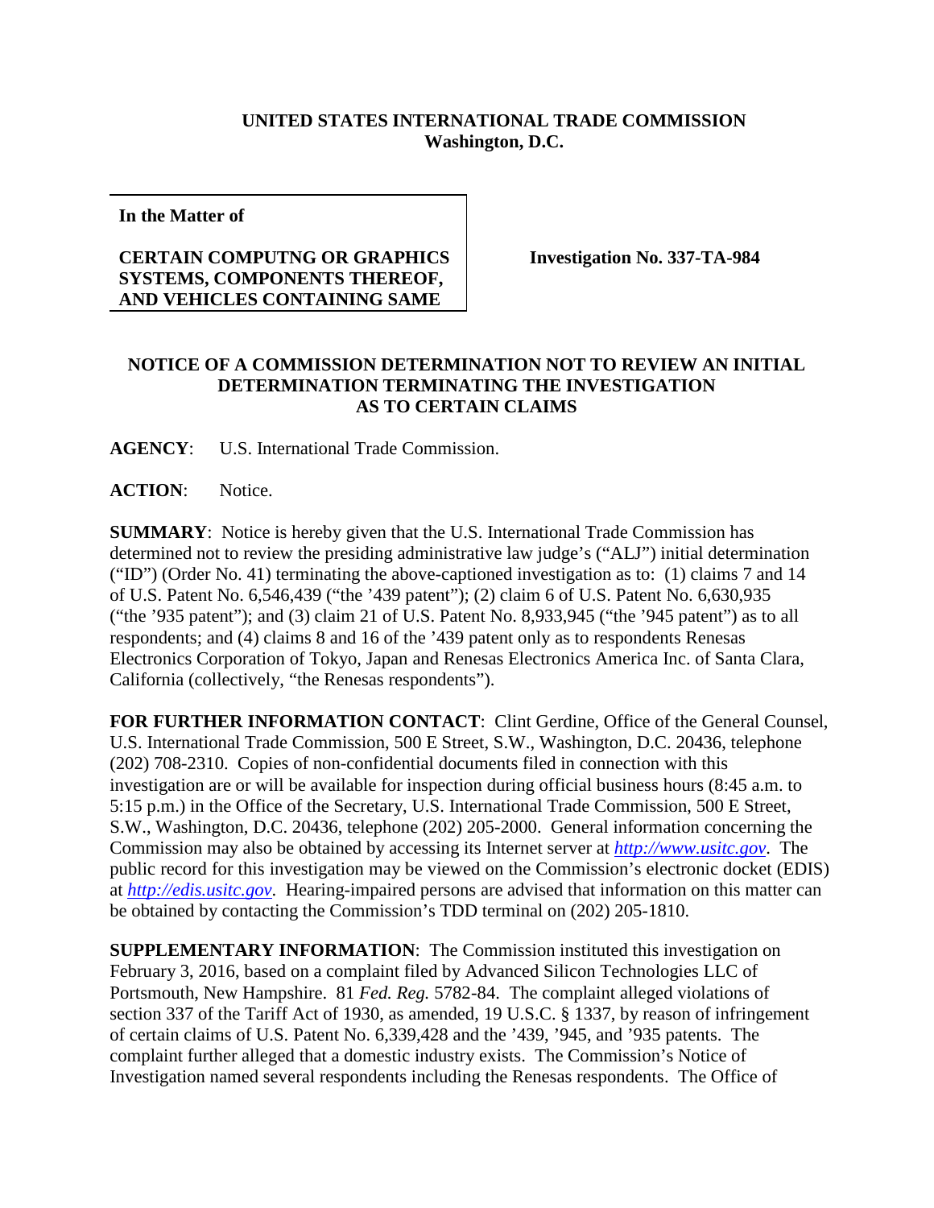**UNITED STATES INTERNATIONAL TRADE COMMISSION**
**Washington, D.C.**

**In the Matter of**

**CERTAIN COMPUTNG OR GRAPHICS SYSTEMS, COMPONENTS THEREOF, AND VEHICLES CONTAINING SAME**

**Investigation No. 337-TA-984**

**NOTICE OF A COMMISSION DETERMINATION NOT TO REVIEW AN INITIAL DETERMINATION TERMINATING THE INVESTIGATION AS TO CERTAIN CLAIMS**

**AGENCY**: U.S. International Trade Commission.

**ACTION**: Notice.

**SUMMARY**: Notice is hereby given that the U.S. International Trade Commission has determined not to review the presiding administrative law judge's ("ALJ") initial determination ("ID") (Order No. 41) terminating the above-captioned investigation as to: (1) claims 7 and 14 of U.S. Patent No. 6,546,439 ("the '439 patent"); (2) claim 6 of U.S. Patent No. 6,630,935 ("the '935 patent"); and (3) claim 21 of U.S. Patent No. 8,933,945 ("the '945 patent") as to all respondents; and (4) claims 8 and 16 of the '439 patent only as to respondents Renesas Electronics Corporation of Tokyo, Japan and Renesas Electronics America Inc. of Santa Clara, California (collectively, "the Renesas respondents").

**FOR FURTHER INFORMATION CONTACT**: Clint Gerdine, Office of the General Counsel, U.S. International Trade Commission, 500 E Street, S.W., Washington, D.C. 20436, telephone (202) 708-2310. Copies of non-confidential documents filed in connection with this investigation are or will be available for inspection during official business hours (8:45 a.m. to 5:15 p.m.) in the Office of the Secretary, U.S. International Trade Commission, 500 E Street, S.W., Washington, D.C. 20436, telephone (202) 205-2000. General information concerning the Commission may also be obtained by accessing its Internet server at *http://www.usitc.gov*. The public record for this investigation may be viewed on the Commission's electronic docket (EDIS) at *http://edis.usitc.gov*. Hearing-impaired persons are advised that information on this matter can be obtained by contacting the Commission's TDD terminal on (202) 205-1810.

**SUPPLEMENTARY INFORMATION**: The Commission instituted this investigation on February 3, 2016, based on a complaint filed by Advanced Silicon Technologies LLC of Portsmouth, New Hampshire. 81 *Fed. Reg.* 5782-84. The complaint alleged violations of section 337 of the Tariff Act of 1930, as amended, 19 U.S.C. § 1337, by reason of infringement of certain claims of U.S. Patent No. 6,339,428 and the '439, '945, and '935 patents. The complaint further alleged that a domestic industry exists. The Commission's Notice of Investigation named several respondents including the Renesas respondents. The Office of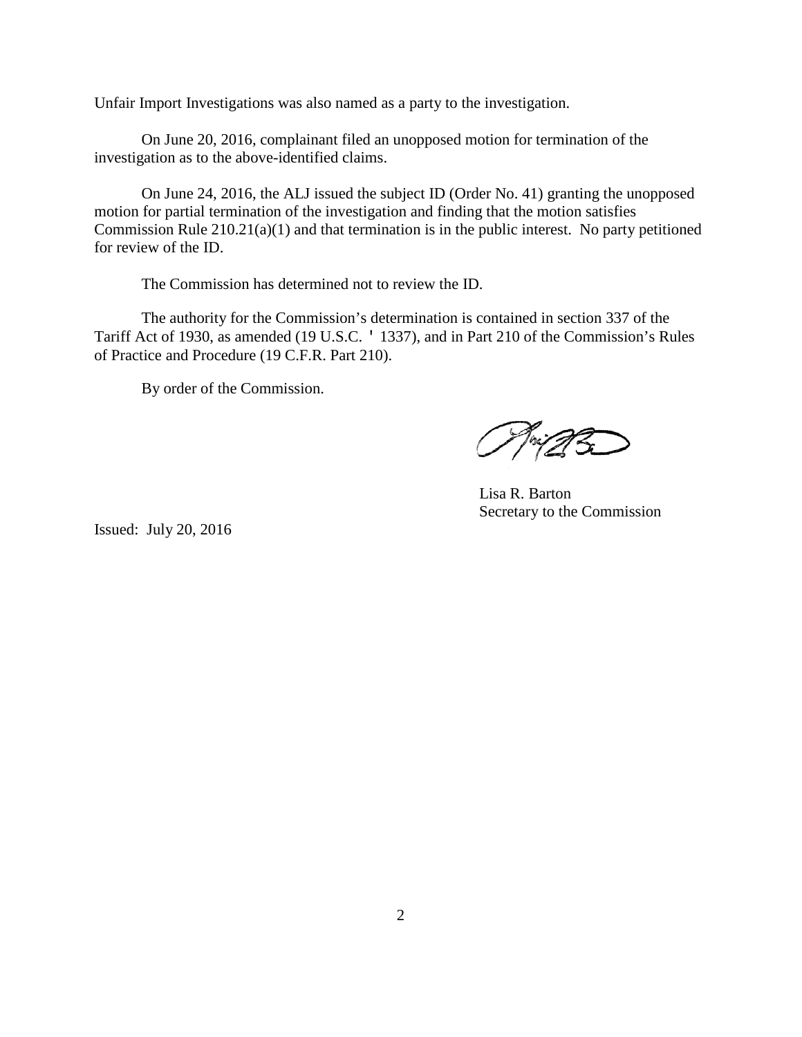Unfair Import Investigations was also named as a party to the investigation.

On June 20, 2016, complainant filed an unopposed motion for termination of the investigation as to the above-identified claims.

On June 24, 2016, the ALJ issued the subject ID (Order No. 41) granting the unopposed motion for partial termination of the investigation and finding that the motion satisfies Commission Rule 210.21(a)(1) and that termination is in the public interest. No party petitioned for review of the ID.

The Commission has determined not to review the ID.

The authority for the Commission's determination is contained in section 337 of the Tariff Act of 1930, as amended (19 U.S.C. ' 1337), and in Part 210 of the Commission's Rules of Practice and Procedure (19 C.F.R. Part 210).

By order of the Commission.

Lisa R. Barton
Secretary to the Commission

Issued: July 20, 2016